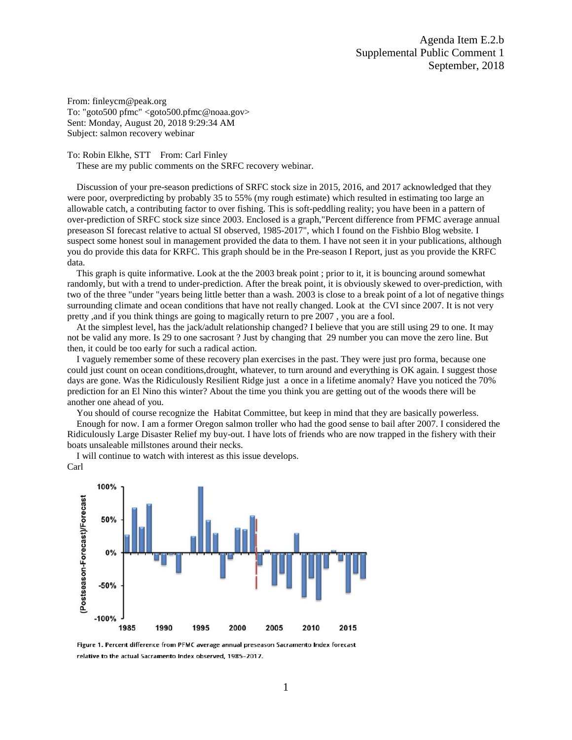Agenda Item E.2.b
Supplemental Public Comment 1
September, 2018

From: finleycm@peak.org
To: "goto500 pfmc" <goto500.pfmc@noaa.gov>
Sent: Monday, August 20, 2018 9:29:34 AM
Subject: salmon recovery webinar

To: Robin Elkhe, STT From: Carl Finley

These are my public comments on the SRFC recovery webinar.

Discussion of your pre-season predictions of SRFC stock size in 2015, 2016, and 2017 acknowledged that they were poor, overpredicting by probably 35 to 55% (my rough estimate) which resulted in estimating too large an allowable catch, a contributing factor to over fishing. This is soft-peddling reality; you have been in a pattern of over-prediction of SRFC stock size since 2003. Enclosed is a graph,"Percent difference from PFMC average annual preseason SI forecast relative to actual SI observed, 1985-2017", which I found on the Fishbio Blog website. I suspect some honest soul in management provided the data to them. I have not seen it in your publications, although you do provide this data for KRFC. This graph should be in the Pre-season I Report, just as you provide the KRFC data.

This graph is quite informative. Look at the the 2003 break point ; prior to it, it is bouncing around somewhat randomly, but with a trend to under-prediction. After the break point, it is obviously skewed to over-prediction, with two of the three "under "years being little better than a wash. 2003 is close to a break point of a lot of negative things surrounding climate and ocean conditions that have not really changed. Look at the CVI since 2007. It is not very pretty ,and if you think things are going to magically return to pre 2007 , you are a fool.

At the simplest level, has the jack/adult relationship changed? I believe that you are still using 29 to one. It may not be valid any more. Is 29 to one sacrosant ? Just by changing that 29 number you can move the zero line. But then, it could be too early for such a radical action.

I vaguely remember some of these recovery plan exercises in the past. They were just pro forma, because one could just count on ocean conditions,drought, whatever, to turn around and everything is OK again. I suggest those days are gone. Was the Ridiculously Resilient Ridge just a once in a lifetime anomaly? Have you noticed the 70% prediction for an El Nino this winter? About the time you think you are getting out of the woods there will be another one ahead of you.

You should of course recognize the Habitat Committee, but keep in mind that they are basically powerless.

Enough for now. I am a former Oregon salmon troller who had the good sense to bail after 2007. I considered the Ridiculously Large Disaster Relief my buy-out. I have lots of friends who are now trapped in the fishery with their boats unsaleable millstones around their necks.

I will continue to watch with interest as this issue develops.

Carl

Figure 1. Percent difference from PFMC average annual preseason Sacramento Index forecast relative to the actual Sacramento Index observed, 1985–2017.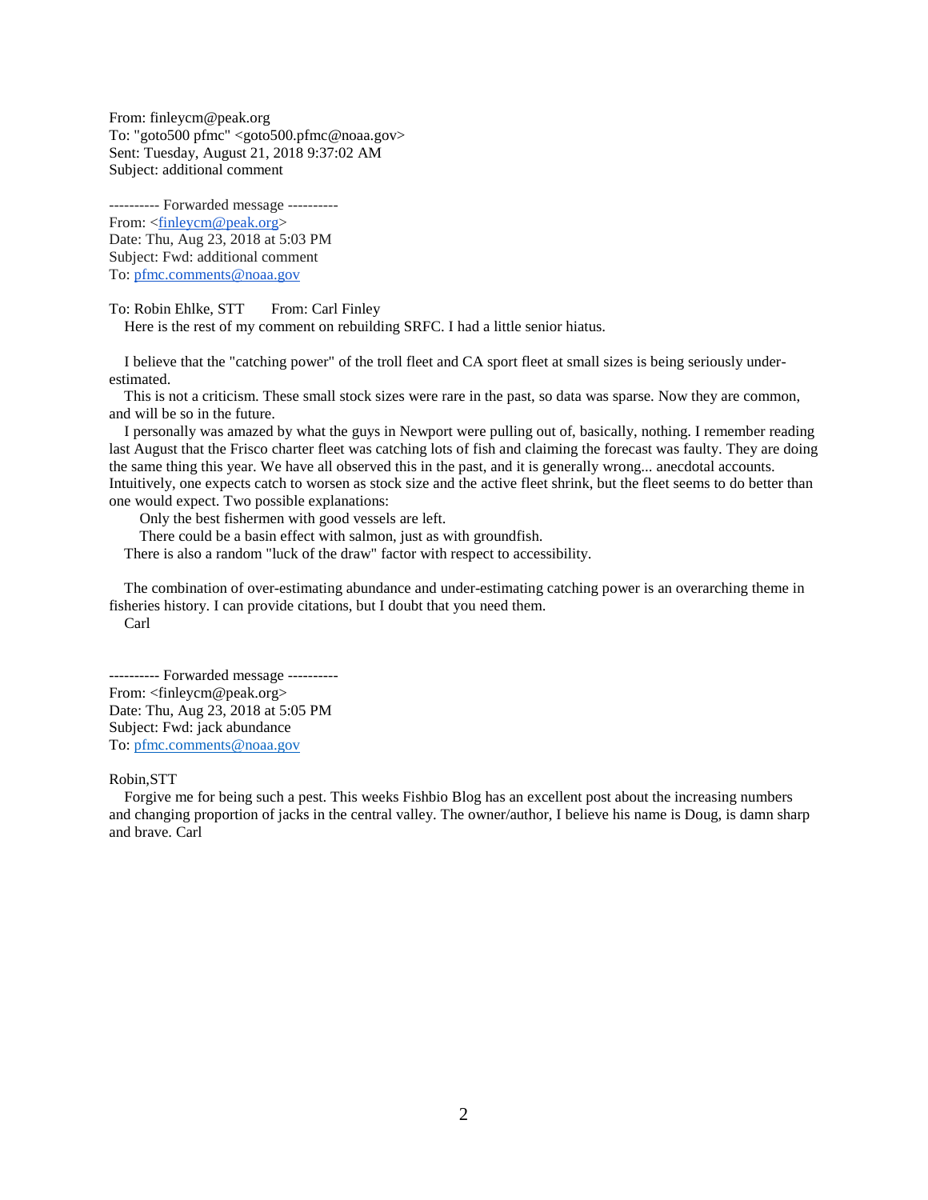From: finleycm@peak.org
To: "goto500 pfmc" <goto500.pfmc@noaa.gov>
Sent: Tuesday, August 21, 2018 9:37:02 AM
Subject: additional comment

---------- Forwarded message ----------
From: <finleycm@peak.org>
Date: Thu, Aug 23, 2018 at 5:03 PM
Subject: Fwd: additional comment
To: pfmc.comments@noaa.gov

To: Robin Ehlke, STT      From: Carl Finley

Here is the rest of my comment on rebuilding SRFC. I had a little senior hiatus.

I believe that the "catching power" of the troll fleet and CA sport fleet at small sizes is being seriously under-estimated.

This is not a criticism. These small stock sizes were rare in the past, so data was sparse. Now they are common, and will be so in the future.

I personally was amazed by what the guys in Newport were pulling out of, basically, nothing. I remember reading last August that the Frisco charter fleet was catching lots of fish and claiming the forecast was faulty. They are doing the same thing this year. We have all observed this in the past, and it is generally wrong... anecdotal accounts. Intuitively, one expects catch to worsen as stock size and the active fleet shrink, but the fleet seems to do better than one would expect. Two possible explanations:

Only the best fishermen with good vessels are left.

There could be a basin effect with salmon, just as with groundfish.

There is also a random "luck of the draw" factor with respect to accessibility.

The combination of over-estimating abundance and under-estimating catching power is an overarching theme in fisheries history. I can provide citations, but I doubt that you need them.

Carl

---------- Forwarded message ----------
From: <finleycm@peak.org>
Date: Thu, Aug 23, 2018 at 5:05 PM
Subject: Fwd: jack abundance
To: pfmc.comments@noaa.gov

Robin,STT

Forgive me for being such a pest. This weeks Fishbio Blog has an excellent post about the increasing numbers and changing proportion of jacks in the central valley. The owner/author, I believe his name is Doug, is damn sharp and brave. Carl